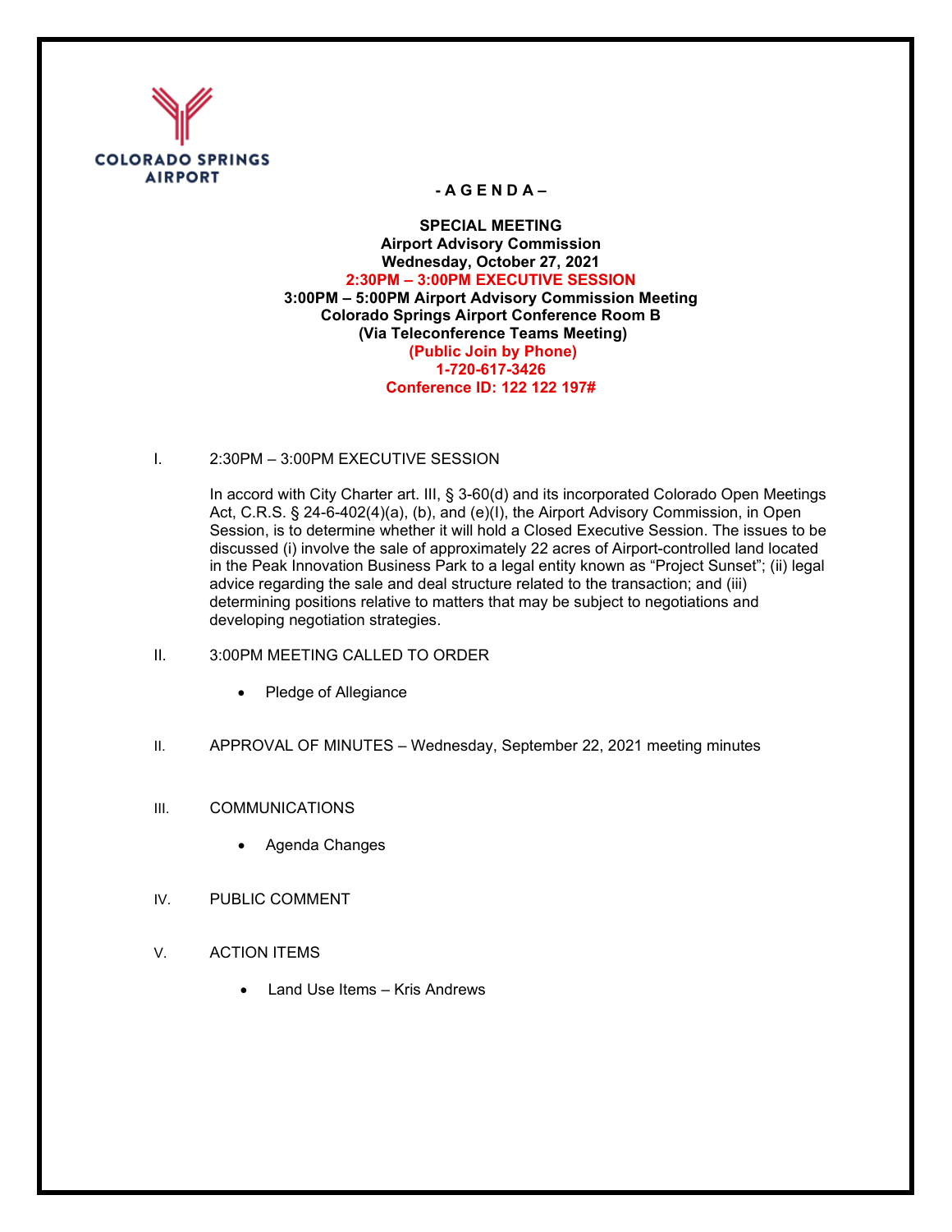COLORADO SPRINGS AIRPORT

# - A G E N D A –

**SPECIAL MEETING**
**Airport Advisory Commission**
**Wednesday, October 27, 2021**
**2:30PM – 3:00PM EXECUTIVE SESSION**
**3:00PM – 5:00PM Airport Advisory Commission Meeting**
**Colorado Springs Airport Conference Room B**
**(Via Teleconference Teams Meeting)**
**(Public Join by Phone)**
**1-720-617-3426**
**Conference ID: 122 122 197#**

I. 2:30PM – 3:00PM EXECUTIVE SESSION

In accord with City Charter art. III, § 3-60(d) and its incorporated Colorado Open Meetings Act, C.R.S. § 24-6-402(4)(a), (b), and (e)(I), the Airport Advisory Commission, in Open Session, is to determine whether it will hold a Closed Executive Session. The issues to be discussed (i) involve the sale of approximately 22 acres of Airport-controlled land located in the Peak Innovation Business Park to a legal entity known as "Project Sunset"; (ii) legal advice regarding the sale and deal structure related to the transaction; and (iii) determining positions relative to matters that may be subject to negotiations and developing negotiation strategies.

II. 3:00PM MEETING CALLED TO ORDER

- Pledge of Allegiance

II. APPROVAL OF MINUTES – Wednesday, September 22, 2021 meeting minutes

III. COMMUNICATIONS

- Agenda Changes

IV. PUBLIC COMMENT

V. ACTION ITEMS

- Land Use Items – Kris Andrews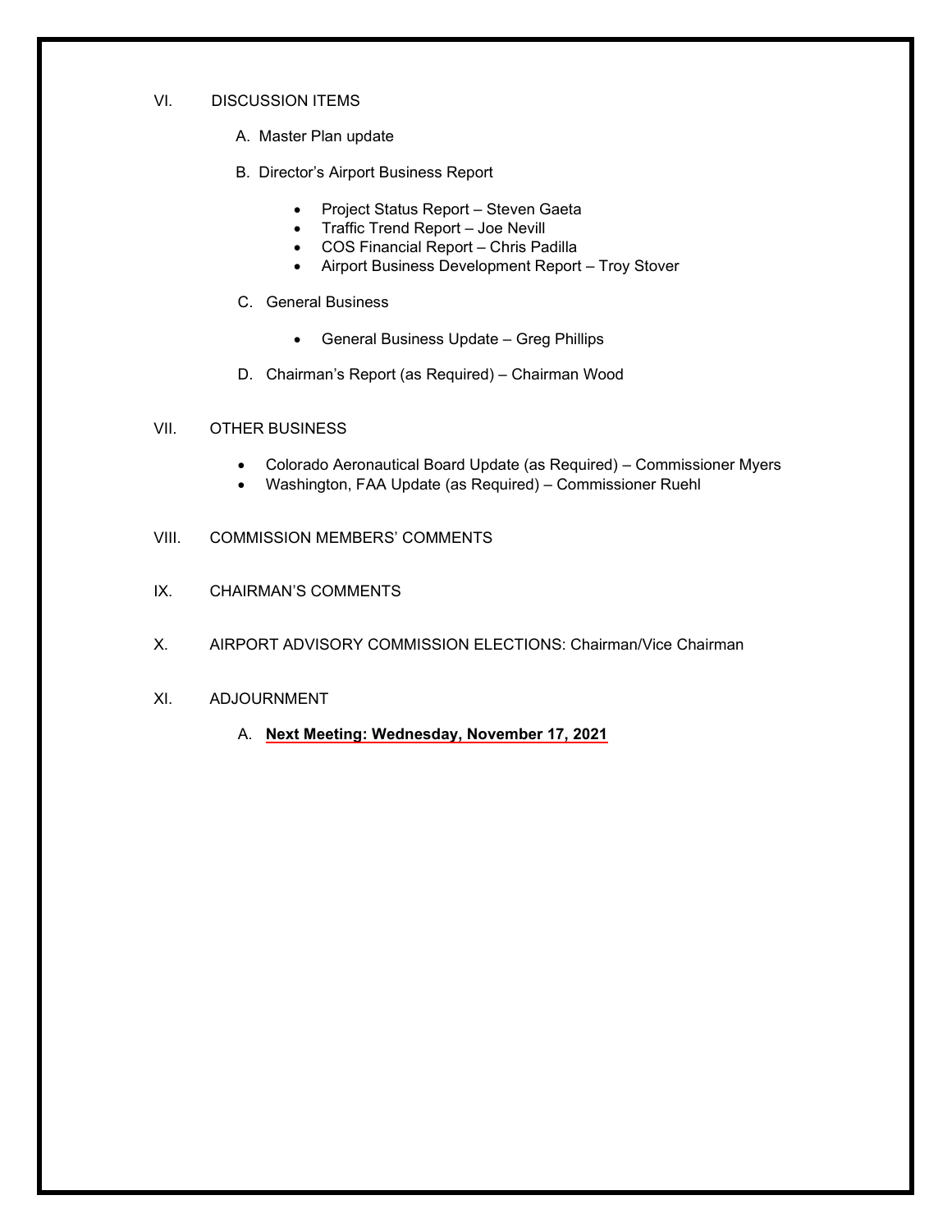## VI. DISCUSSION ITEMS

A. Master Plan update

B. Director's Airport Business Report

- Project Status Report – Steven Gaeta
- Traffic Trend Report – Joe Nevill
- COS Financial Report – Chris Padilla
- Airport Business Development Report – Troy Stover

C. General Business

- General Business Update – Greg Phillips

D. Chairman's Report (as Required) – Chairman Wood

## VII. OTHER BUSINESS

- Colorado Aeronautical Board Update (as Required) – Commissioner Myers
- Washington, FAA Update (as Required) – Commissioner Ruehl

## VIII. COMMISSION MEMBERS' COMMENTS

## IX. CHAIRMAN'S COMMENTS

## X. AIRPORT ADVISORY COMMISSION ELECTIONS: Chairman/Vice Chairman

## XI. ADJOURNMENT

A. **Next Meeting: Wednesday, November 17, 2021**